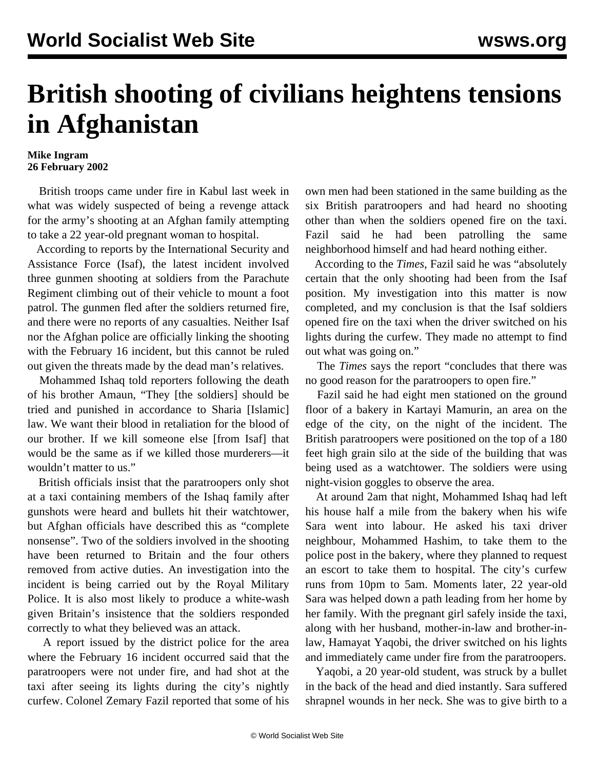# British shooting of civilians heightens tensions in Afghanistan

**Mike Ingram**
**26 February 2002**

British troops came under fire in Kabul last week in what was widely suspected of being a revenge attack for the army's shooting at an Afghan family attempting to take a 22 year-old pregnant woman to hospital.

According to reports by the International Security and Assistance Force (Isaf), the latest incident involved three gunmen shooting at soldiers from the Parachute Regiment climbing out of their vehicle to mount a foot patrol. The gunmen fled after the soldiers returned fire, and there were no reports of any casualties. Neither Isaf nor the Afghan police are officially linking the shooting with the February 16 incident, but this cannot be ruled out given the threats made by the dead man's relatives.

Mohammed Ishaq told reporters following the death of his brother Amaun, "They [the soldiers] should be tried and punished in accordance to Sharia [Islamic] law. We want their blood in retaliation for the blood of our brother. If we kill someone else [from Isaf] that would be the same as if we killed those murderers—it wouldn't matter to us."

British officials insist that the paratroopers only shot at a taxi containing members of the Ishaq family after gunshots were heard and bullets hit their watchtower, but Afghan officials have described this as "complete nonsense". Two of the soldiers involved in the shooting have been returned to Britain and the four others removed from active duties. An investigation into the incident is being carried out by the Royal Military Police. It is also most likely to produce a white-wash given Britain's insistence that the soldiers responded correctly to what they believed was an attack.

A report issued by the district police for the area where the February 16 incident occurred said that the paratroopers were not under fire, and had shot at the taxi after seeing its lights during the city's nightly curfew. Colonel Zemary Fazil reported that some of his own men had been stationed in the same building as the six British paratroopers and had heard no shooting other than when the soldiers opened fire on the taxi. Fazil said he had been patrolling the same neighborhood himself and had heard nothing either.

According to the *Times*, Fazil said he was "absolutely certain that the only shooting had been from the Isaf position. My investigation into this matter is now completed, and my conclusion is that the Isaf soldiers opened fire on the taxi when the driver switched on his lights during the curfew. They made no attempt to find out what was going on."

The *Times* says the report "concludes that there was no good reason for the paratroopers to open fire."

Fazil said he had eight men stationed on the ground floor of a bakery in Kartayi Mamurin, an area on the edge of the city, on the night of the incident. The British paratroopers were positioned on the top of a 180 feet high grain silo at the side of the building that was being used as a watchtower. The soldiers were using night-vision goggles to observe the area.

At around 2am that night, Mohammed Ishaq had left his house half a mile from the bakery when his wife Sara went into labour. He asked his taxi driver neighbour, Mohammed Hashim, to take them to the police post in the bakery, where they planned to request an escort to take them to hospital. The city's curfew runs from 10pm to 5am. Moments later, 22 year-old Sara was helped down a path leading from her home by her family. With the pregnant girl safely inside the taxi, along with her husband, mother-in-law and brother-in-law, Hamayat Yaqobi, the driver switched on his lights and immediately came under fire from the paratroopers.

Yaqobi, a 20 year-old student, was struck by a bullet in the back of the head and died instantly. Sara suffered shrapnel wounds in her neck. She was to give birth to a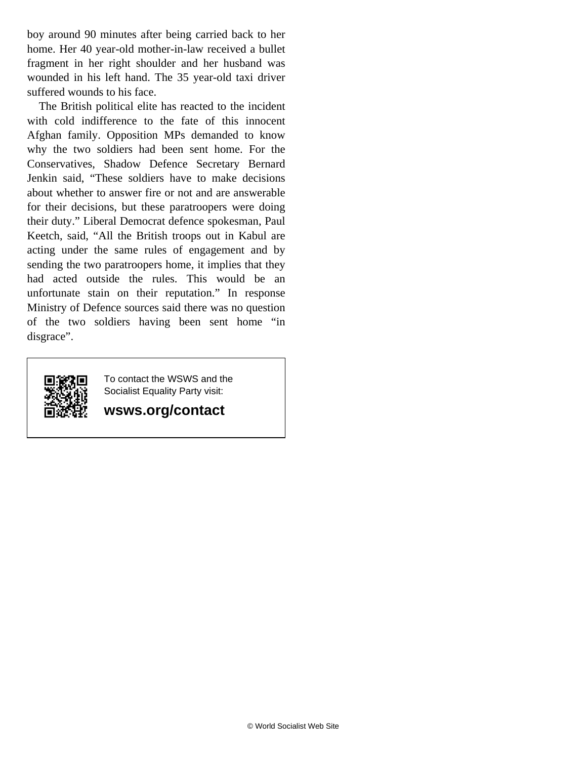boy around 90 minutes after being carried back to her home. Her 40 year-old mother-in-law received a bullet fragment in her right shoulder and her husband was wounded in his left hand. The 35 year-old taxi driver suffered wounds to his face.

The British political elite has reacted to the incident with cold indifference to the fate of this innocent Afghan family. Opposition MPs demanded to know why the two soldiers had been sent home. For the Conservatives, Shadow Defence Secretary Bernard Jenkin said, "These soldiers have to make decisions about whether to answer fire or not and are answerable for their decisions, but these paratroopers were doing their duty." Liberal Democrat defence spokesman, Paul Keetch, said, "All the British troops out in Kabul are acting under the same rules of engagement and by sending the two paratroopers home, it implies that they had acted outside the rules. This would be an unfortunate stain on their reputation." In response Ministry of Defence sources said there was no question of the two soldiers having been sent home "in disgrace".

To contact the WSWS and the Socialist Equality Party visit:

**wsws.org/contact**